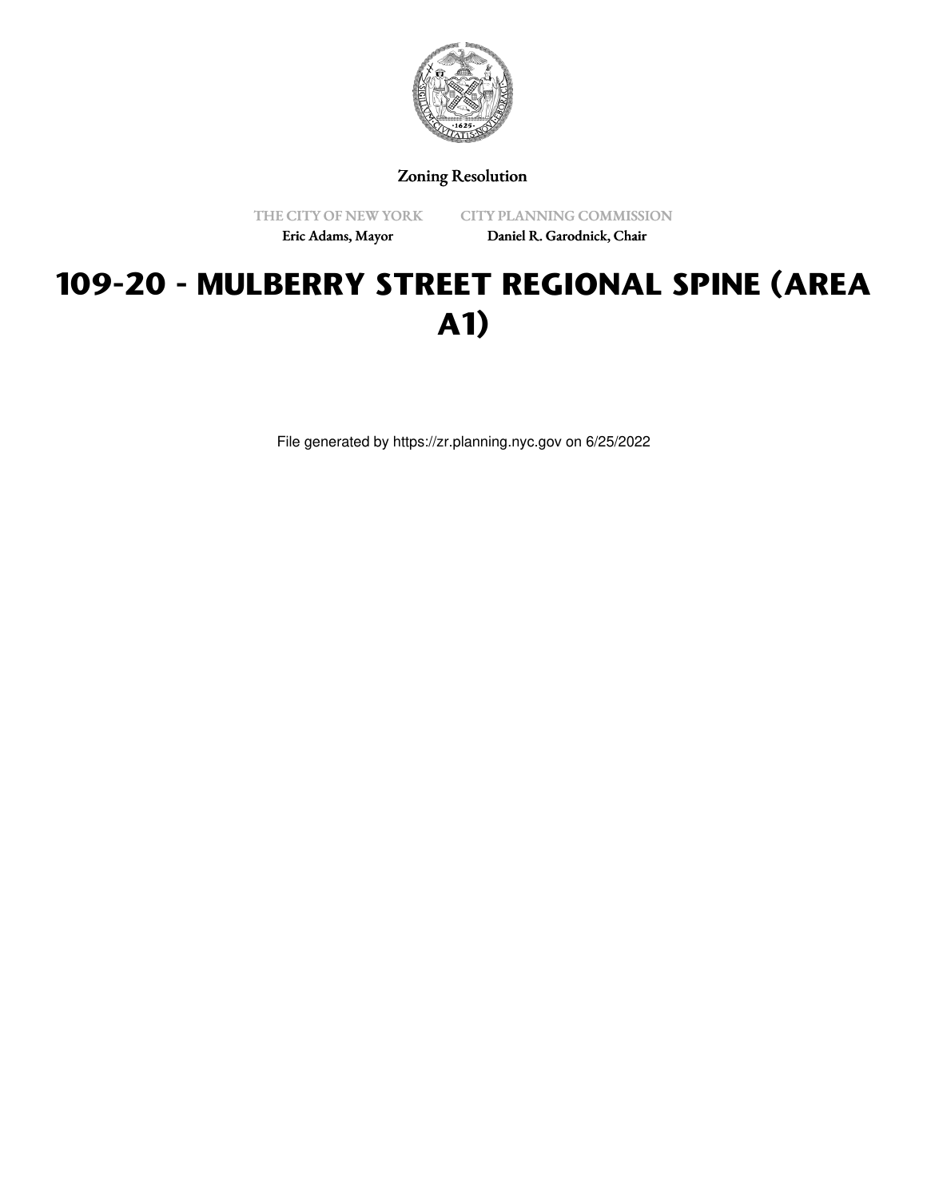Zoning Resolution

THE CITY OF NEW YORK
Eric Adams, Mayor

CITY PLANNING COMMISSION
Daniel R. Garodnick, Chair

# 109-20 - MULBERRY STREET REGIONAL SPINE (AREA A1)

File generated by https://zr.planning.nyc.gov on 6/25/2022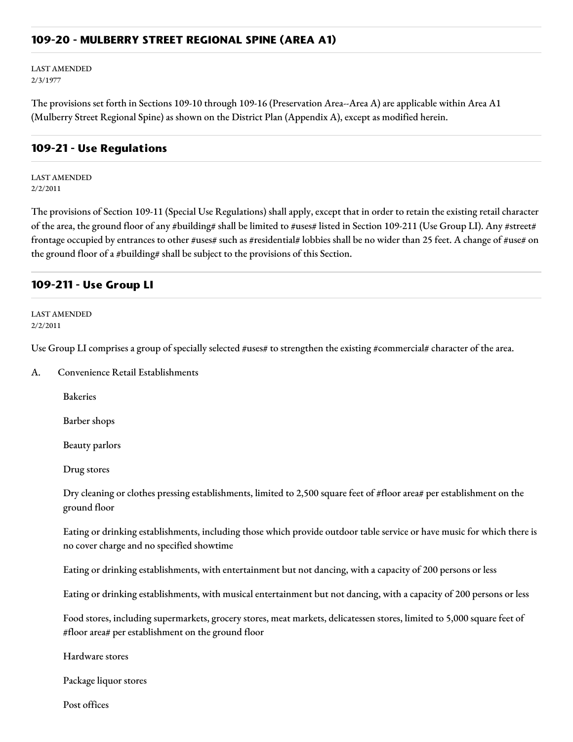## 109-20 - MULBERRY STREET REGIONAL SPINE (AREA A1)

LAST AMENDED
2/3/1977

The provisions set forth in Sections 109-10 through 109-16 (Preservation Area--Area A) are applicable within Area A1 (Mulberry Street Regional Spine) as shown on the District Plan (Appendix A), except as modified herein.

## 109-21 - Use Regulations

LAST AMENDED
2/2/2011

The provisions of Section 109-11 (Special Use Regulations) shall apply, except that in order to retain the existing retail character of the area, the ground floor of any #building# shall be limited to #uses# listed in Section 109-211 (Use Group LI). Any #street# frontage occupied by entrances to other #uses# such as #residential# lobbies shall be no wider than 25 feet. A change of #use# on the ground floor of a #building# shall be subject to the provisions of this Section.

## 109-211 - Use Group LI

LAST AMENDED
2/2/2011

Use Group LI comprises a group of specially selected #uses# to strengthen the existing #commercial# character of the area.

A. Convenience Retail Establishments

Bakeries

Barber shops

Beauty parlors

Drug stores

Dry cleaning or clothes pressing establishments, limited to 2,500 square feet of #floor area# per establishment on the ground floor

Eating or drinking establishments, including those which provide outdoor table service or have music for which there is no cover charge and no specified showtime

Eating or drinking establishments, with entertainment but not dancing, with a capacity of 200 persons or less

Eating or drinking establishments, with musical entertainment but not dancing, with a capacity of 200 persons or less

Food stores, including supermarkets, grocery stores, meat markets, delicatessen stores, limited to 5,000 square feet of #floor area# per establishment on the ground floor

Hardware stores

Package liquor stores

Post offices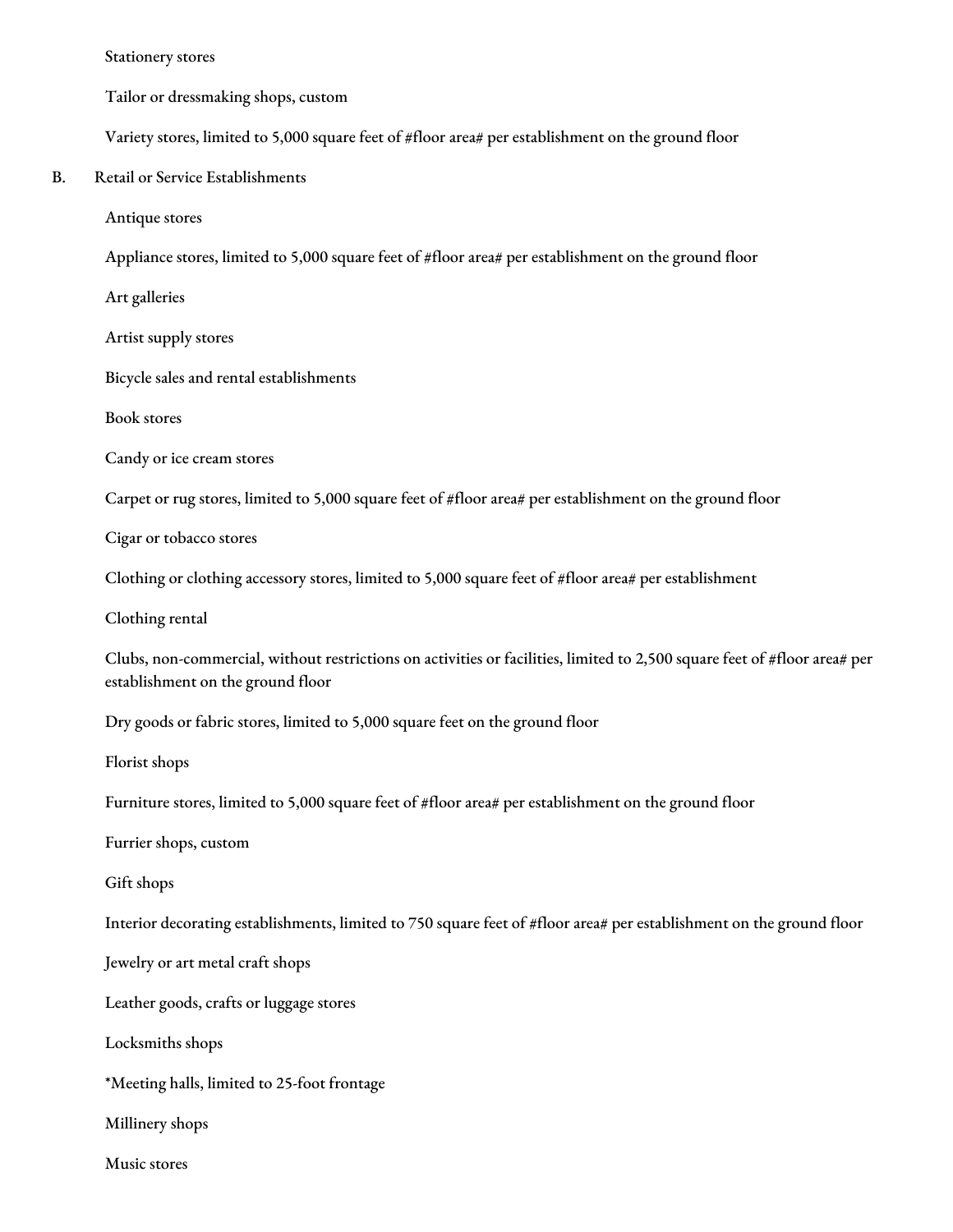Stationery stores

Tailor or dressmaking shops, custom

Variety stores, limited to 5,000 square feet of #floor area# per establishment on the ground floor

B. Retail or Service Establishments

Antique stores

Appliance stores, limited to 5,000 square feet of #floor area# per establishment on the ground floor

Art galleries

Artist supply stores

Bicycle sales and rental establishments

Book stores

Candy or ice cream stores

Carpet or rug stores, limited to 5,000 square feet of #floor area# per establishment on the ground floor

Cigar or tobacco stores

Clothing or clothing accessory stores, limited to 5,000 square feet of #floor area# per establishment

Clothing rental

Clubs, non-commercial, without restrictions on activities or facilities, limited to 2,500 square feet of #floor area# per establishment on the ground floor

Dry goods or fabric stores, limited to 5,000 square feet on the ground floor

Florist shops

Furniture stores, limited to 5,000 square feet of #floor area# per establishment on the ground floor

Furrier shops, custom

Gift shops

Interior decorating establishments, limited to 750 square feet of #floor area# per establishment on the ground floor

Jewelry or art metal craft shops

Leather goods, crafts or luggage stores

Locksmiths shops

*Meeting halls, limited to 25-foot frontage

Millinery shops

Music stores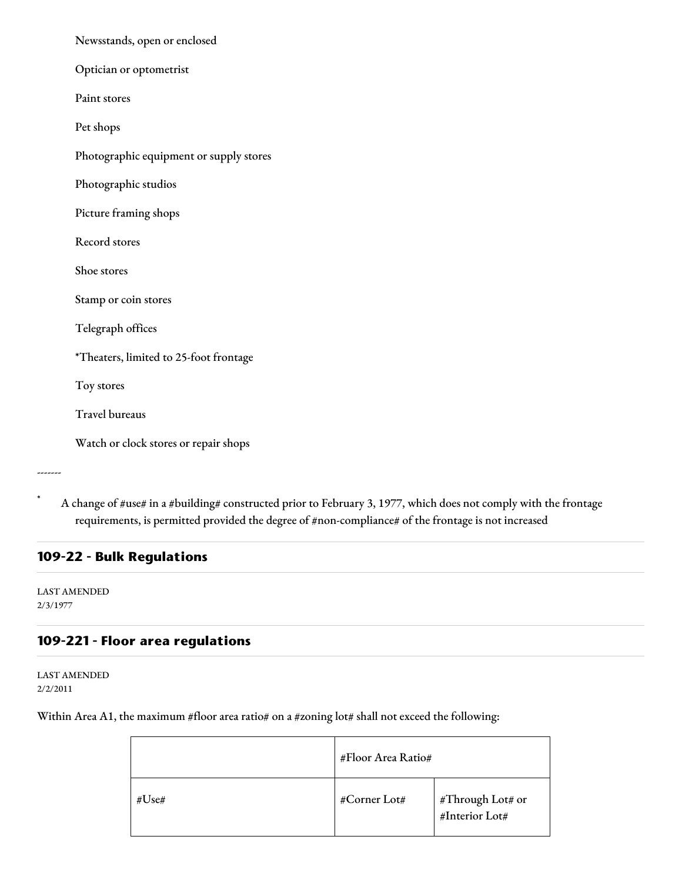Newsstands, open or enclosed

Optician or optometrist

Paint stores

Pet shops

Photographic equipment or supply stores

Photographic studios

Picture framing shops

Record stores

Shoe stores

Stamp or coin stores

Telegraph offices

*Theaters, limited to 25-foot frontage

Toy stores

Travel bureaus

Watch or clock stores or repair shops

-------

* A change of #use# in a #building# constructed prior to February 3, 1977, which does not comply with the frontage requirements, is permitted provided the degree of #non-compliance# of the frontage is not increased

## 109-22 - Bulk Regulations

LAST AMENDED
2/3/1977

## 109-221 - Floor area regulations

LAST AMENDED
2/2/2011

Within Area A1, the maximum #floor area ratio# on a #zoning lot# shall not exceed the following:

| | #Floor Area Ratio# | |
|---|---|---|
| #Use# | #Corner Lot# | #Through Lot# or #Interior Lot# |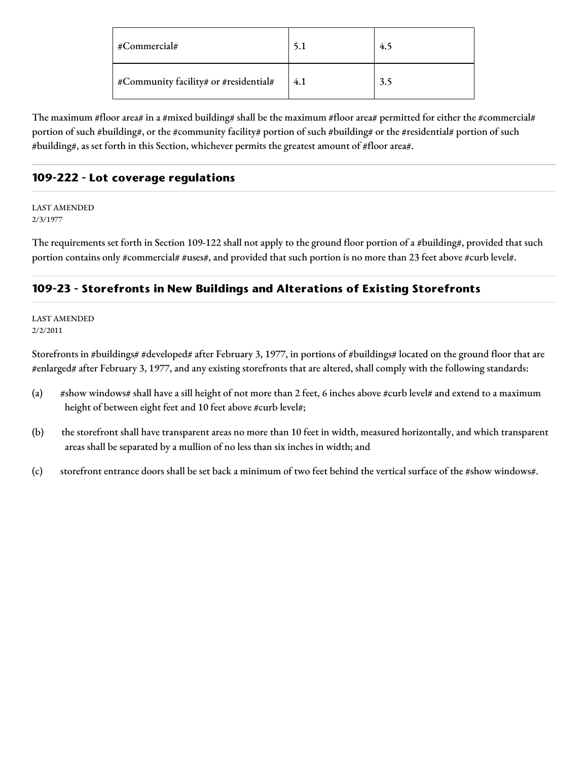| | | |
|---|---|---|
| #Commercial# | 5.1 | 4.5 |
| #Community facility# or #residential# | 4.1 | 3.5 |

The maximum #floor area# in a #mixed building# shall be the maximum #floor area# permitted for either the #commercial# portion of such #building#, or the #community facility# portion of such #building# or the #residential# portion of such #building#, as set forth in this Section, whichever permits the greatest amount of #floor area#.

## 109-222 - Lot coverage regulations

LAST AMENDED
2/3/1977

The requirements set forth in Section 109-122 shall not apply to the ground floor portion of a #building#, provided that such portion contains only #commercial# #uses#, and provided that such portion is no more than 23 feet above #curb level#.

## 109-23 - Storefronts in New Buildings and Alterations of Existing Storefronts

LAST AMENDED
2/2/2011

Storefronts in #buildings# #developed# after February 3, 1977, in portions of #buildings# located on the ground floor that are #enlarged# after February 3, 1977, and any existing storefronts that are altered, shall comply with the following standards:

(a) #show windows# shall have a sill height of not more than 2 feet, 6 inches above #curb level# and extend to a maximum height of between eight feet and 10 feet above #curb level#;

(b) the storefront shall have transparent areas no more than 10 feet in width, measured horizontally, and which transparent areas shall be separated by a mullion of no less than six inches in width; and

(c) storefront entrance doors shall be set back a minimum of two feet behind the vertical surface of the #show windows#.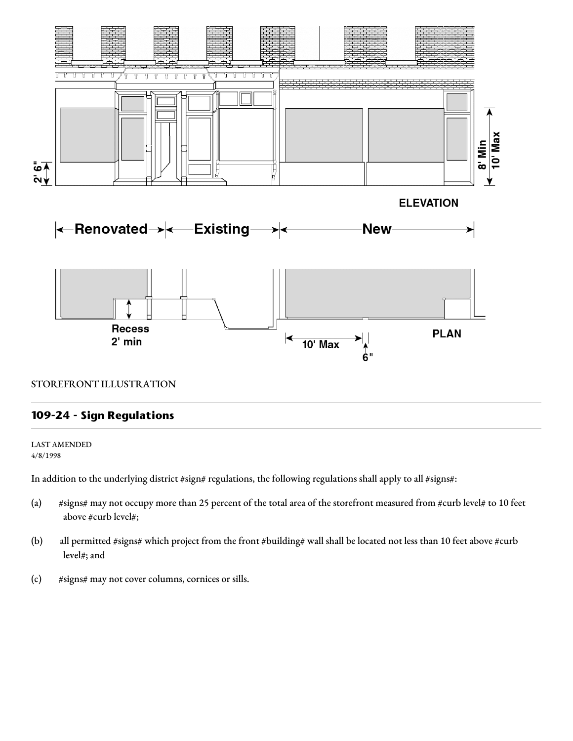2' 6"

8' Min

10' Max

ELEVATION

Renovated

Existing

New

Recess
2' min

10' Max

6"

PLAN

STOREFRONT ILLUSTRATION

## 109-24 - Sign Regulations

LAST AMENDED
4/8/1998

In addition to the underlying district #sign# regulations, the following regulations shall apply to all #signs#:

(a) #signs# may not occupy more than 25 percent of the total area of the storefront measured from #curb level# to 10 feet above #curb level#;

(b) all permitted #signs# which project from the front #building# wall shall be located not less than 10 feet above #curb level#; and

(c) #signs# may not cover columns, cornices or sills.